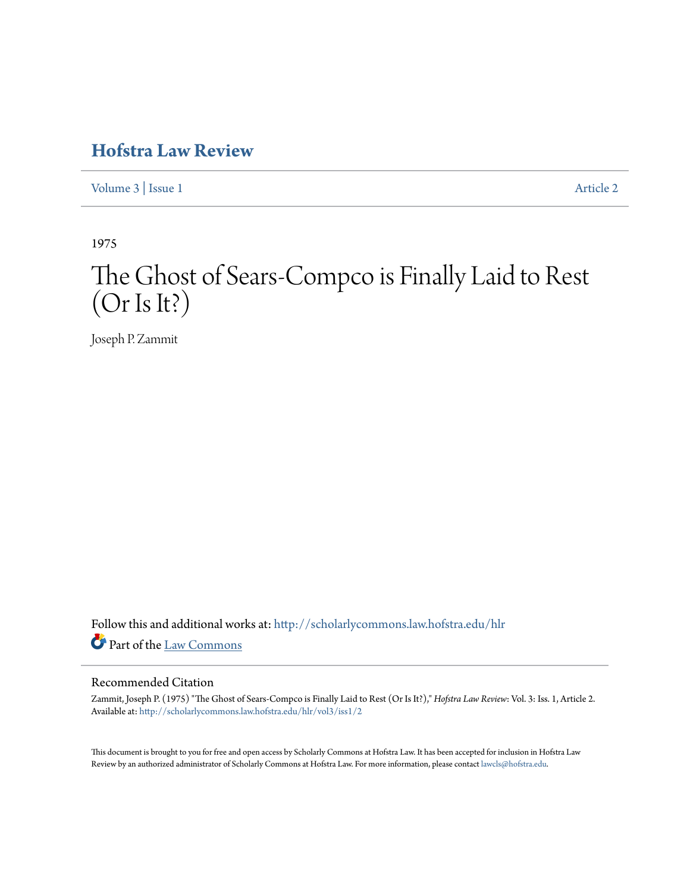# Hofstra Law Review

Volume 3 | Issue 1 Article 2

1975

# The Ghost of Sears-Compco is Finally Laid to Rest (Or Is It?)

Joseph P. Zammit

Follow this and additional works at: http://scholarlycommons.law.hofstra.edu/hlr

Part of the Law Commons

## Recommended Citation

Zammit, Joseph P. (1975) "The Ghost of Sears-Compco is Finally Laid to Rest (Or Is It?)," *Hofstra Law Review*: Vol. 3: Iss. 1, Article 2.
Available at: http://scholarlycommons.law.hofstra.edu/hlr/vol3/iss1/2

This document is brought to you for free and open access by Scholarly Commons at Hofstra Law. It has been accepted for inclusion in Hofstra Law Review by an authorized administrator of Scholarly Commons at Hofstra Law. For more information, please contact lawcls@hofstra.edu.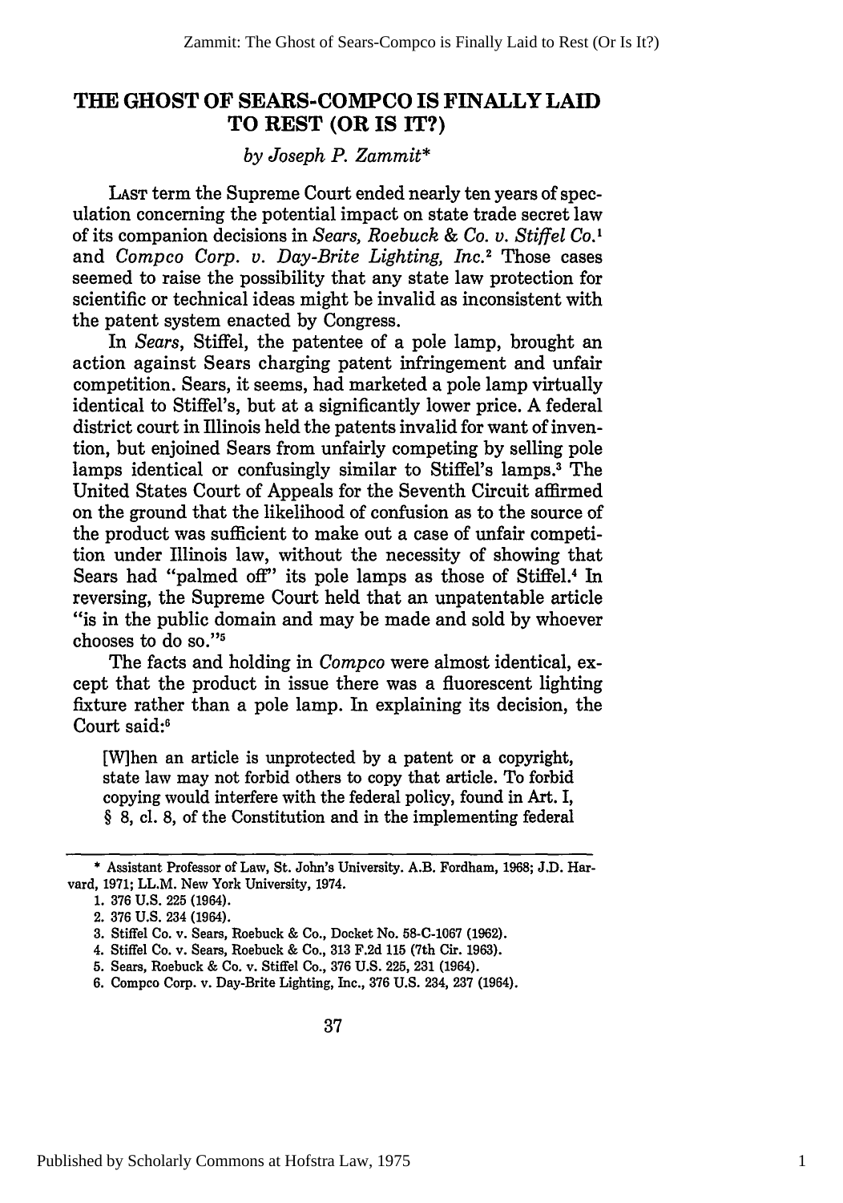# THE GHOST OF SEARS-COMPCO IS FINALLY LAID TO REST (OR IS IT?)

*by Joseph P. Zammit**

LAST term the Supreme Court ended nearly ten years of speculation concerning the potential impact on state trade secret law of its companion decisions in *Sears, Roebuck & Co. v. Stiffel Co.*[1] and *Compco Corp. v. Day-Brite Lighting, Inc.*[2] Those cases seemed to raise the possibility that any state law protection for scientific or technical ideas might be invalid as inconsistent with the patent system enacted by Congress.

In *Sears*, Stiffel, the patentee of a pole lamp, brought an action against Sears charging patent infringement and unfair competition. Sears, it seems, had marketed a pole lamp virtually identical to Stiffel's, but at a significantly lower price. A federal district court in Illinois held the patents invalid for want of invention, but enjoined Sears from unfairly competing by selling pole lamps identical or confusingly similar to Stiffel's lamps.[3] The United States Court of Appeals for the Seventh Circuit affirmed on the ground that the likelihood of confusion as to the source of the product was sufficient to make out a case of unfair competition under Illinois law, without the necessity of showing that Sears had "palmed off" its pole lamps as those of Stiffel.[4] In reversing, the Supreme Court held that an unpatentable article "is in the public domain and may be made and sold by whoever chooses to do so."[5]

The facts and holding in *Compco* were almost identical, except that the product in issue there was a fluorescent lighting fixture rather than a pole lamp. In explaining its decision, the Court said:[6]

> [W]hen an article is unprotected by a patent or a copyright, state law may not forbid others to copy that article. To forbid copying would interfere with the federal policy, found in Art. I, § 8, cl. 8, of the Constitution and in the implementing federal

---

\* Assistant Professor of Law, St. John's University. A.B. Fordham, 1968; J.D. Harvard, 1971; LL.M. New York University, 1974.

1. 376 U.S. 225 (1964).
2. 376 U.S. 234 (1964).
3. Stiffel Co. v. Sears, Roebuck & Co., Docket No. 58-C-1067 (1962).
4. Stiffel Co. v. Sears, Roebuck & Co., 313 F.2d 115 (7th Cir. 1963).
5. Sears, Roebuck & Co. v. Stiffel Co., 376 U.S. 225, 231 (1964).
6. Compco Corp. v. Day-Brite Lighting, Inc., 376 U.S. 234, 237 (1964).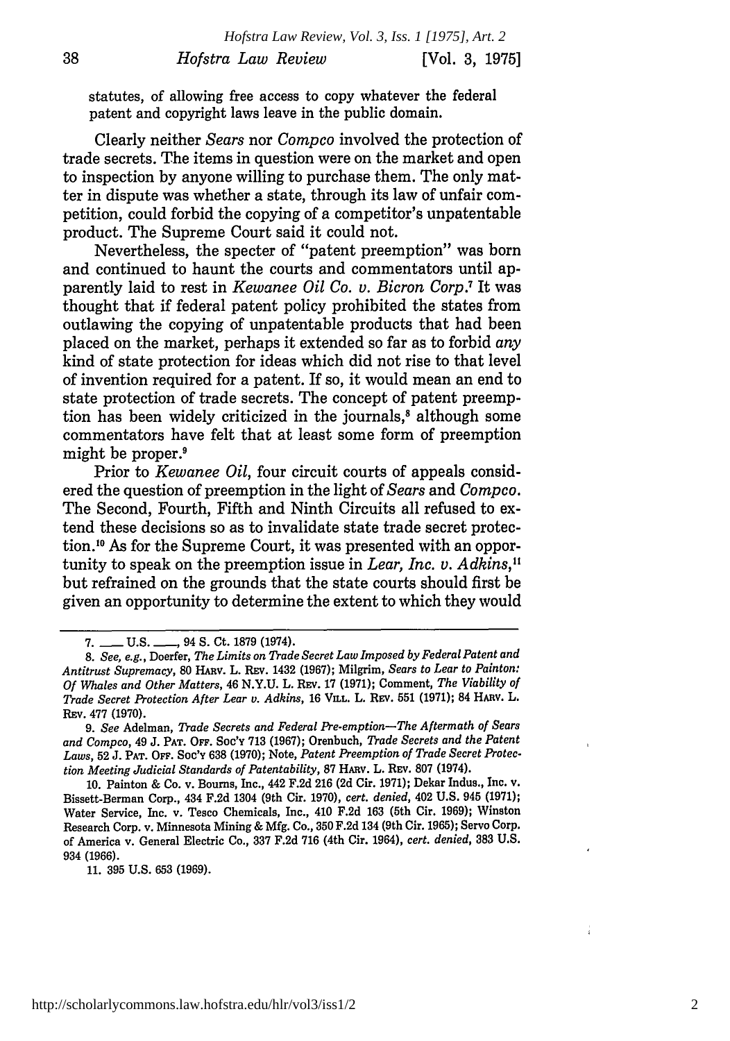statutes, of allowing free access to copy whatever the federal patent and copyright laws leave in the public domain.

Clearly neither *Sears* nor *Compco* involved the protection of trade secrets. The items in question were on the market and open to inspection by anyone willing to purchase them. The only matter in dispute was whether a state, through its law of unfair competition, could forbid the copying of a competitor's unpatentable product. The Supreme Court said it could not.

Nevertheless, the specter of "patent preemption" was born and continued to haunt the courts and commentators until apparently laid to rest in *Kewanee Oil Co. v. Bicron Corp.*[7] It was thought that if federal patent policy prohibited the states from outlawing the copying of unpatentable products that had been placed on the market, perhaps it extended so far as to forbid *any* kind of state protection for ideas which did not rise to that level of invention required for a patent. If so, it would mean an end to state protection of trade secrets. The concept of patent preemption has been widely criticized in the journals,[8] although some commentators have felt that at least some form of preemption might be proper.[9]

Prior to *Kewanee Oil*, four circuit courts of appeals considered the question of preemption in the light of *Sears* and *Compco*. The Second, Fourth, Fifth and Ninth Circuits all refused to extend these decisions so as to invalidate state trade secret protection.[10] As for the Supreme Court, it was presented with an opportunity to speak on the preemption issue in *Lear, Inc. v. Adkins*,[11] but refrained on the grounds that the state courts should first be given an opportunity to determine the extent to which they would

---

7. ___ U.S. ___, 94 S. Ct. 1879 (1974).

8. *See, e.g.*, Doerfer, *The Limits on Trade Secret Law Imposed by Federal Patent and Antitrust Supremacy*, 80 HARV. L. REV. 1432 (1967); Milgrim, *Sears to Lear to Painton: Of Whales and Other Matters*, 46 N.Y.U. L. REV. 17 (1971); Comment, *The Viability of Trade Secret Protection After Lear v. Adkins*, 16 VILL. L. REV. 551 (1971); 84 HARV. L. REV. 477 (1970).

9. *See* Adelman, *Trade Secrets and Federal Pre-emption—The Aftermath of Sears and Compco*, 49 J. PAT. OFF. SOC'Y 713 (1967); Orenbuch, *Trade Secrets and the Patent Laws*, 52 J. PAT. OFF. SOC'Y 638 (1970); Note, *Patent Preemption of Trade Secret Protection Meeting Judicial Standards of Patentability*, 87 HARV. L. REV. 807 (1974).

10. Painton & Co. v. Bourns, Inc., 442 F.2d 216 (2d Cir. 1971); Dekar Indus., Inc. v. Bissett-Berman Corp., 434 F.2d 1304 (9th Cir. 1970), *cert. denied*, 402 U.S. 945 (1971); Water Service, Inc. v. Tesco Chemicals, Inc., 410 F.2d 163 (5th Cir. 1969); Winston Research Corp. v. Minnesota Mining & Mfg. Co., 350 F.2d 134 (9th Cir. 1965); Servo Corp. of America v. General Electric Co., 337 F.2d 716 (4th Cir. 1964), *cert. denied*, 383 U.S. 934 (1966).

11. 395 U.S. 653 (1969).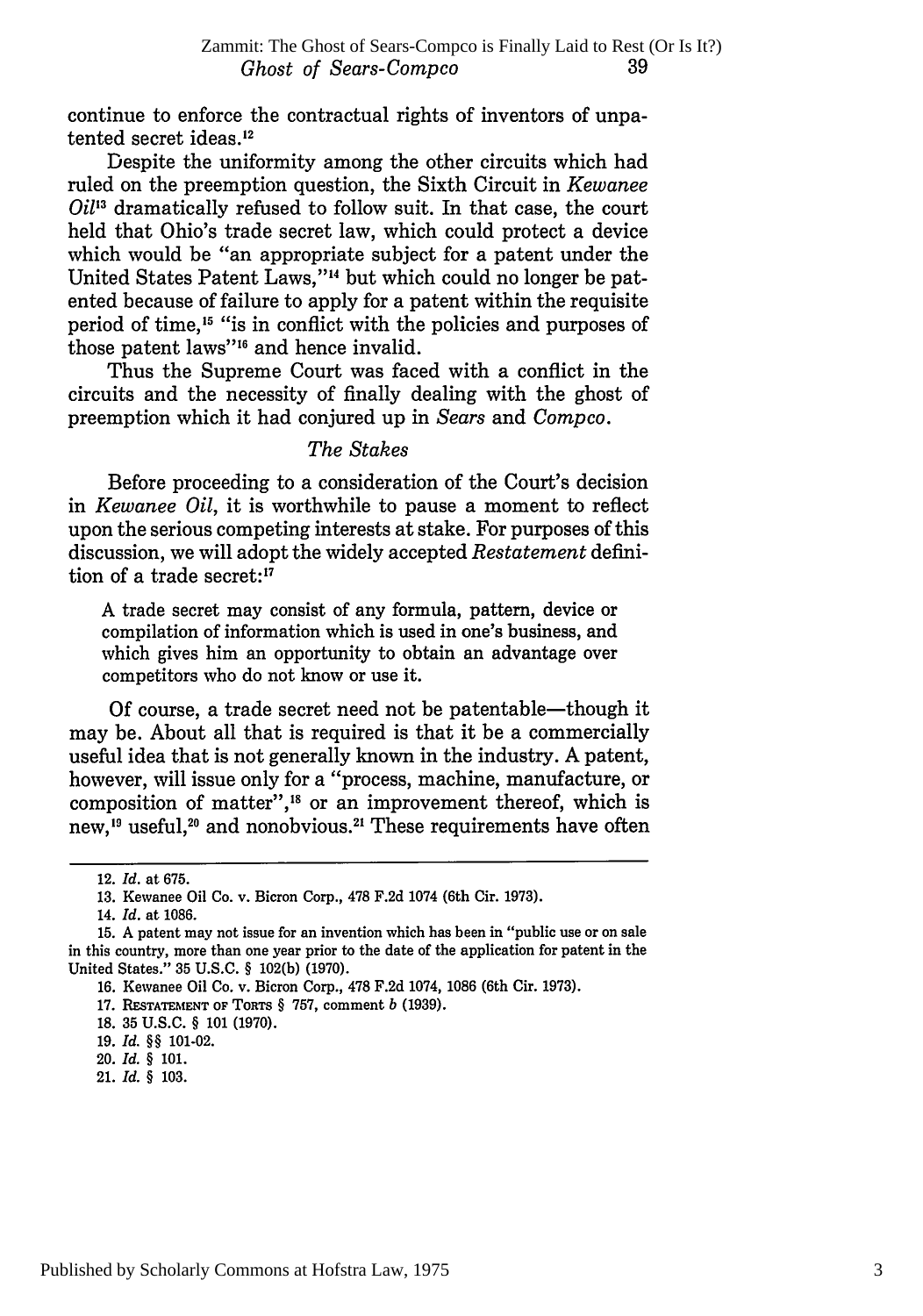continue to enforce the contractual rights of inventors of unpatented secret ideas.[12]

Despite the uniformity among the other circuits which had ruled on the preemption question, the Sixth Circuit in *Kewanee Oil*[13] dramatically refused to follow suit. In that case, the court held that Ohio's trade secret law, which could protect a device which would be "an appropriate subject for a patent under the United States Patent Laws,"[14] but which could no longer be patented because of failure to apply for a patent within the requisite period of time,[15] "is in conflict with the policies and purposes of those patent laws"[16] and hence invalid.

Thus the Supreme Court was faced with a conflict in the circuits and the necessity of finally dealing with the ghost of preemption which it had conjured up in *Sears* and *Compco*.

### *The Stakes*

Before proceeding to a consideration of the Court's decision in *Kewanee Oil*, it is worthwhile to pause a moment to reflect upon the serious competing interests at stake. For purposes of this discussion, we will adopt the widely accepted *Restatement* definition of a trade secret:[17]

> A trade secret may consist of any formula, pattern, device or compilation of information which is used in one's business, and which gives him an opportunity to obtain an advantage over competitors who do not know or use it.

Of course, a trade secret need not be patentable—though it may be. About all that is required is that it be a commercially useful idea that is not generally known in the industry. A patent, however, will issue only for a "process, machine, manufacture, or composition of matter",[18] or an improvement thereof, which is new,[19] useful,[20] and nonobvious.[21] These requirements have often

---

12. *Id.* at 675.

13. Kewanee Oil Co. v. Bicron Corp., 478 F.2d 1074 (6th Cir. 1973).

14. *Id.* at 1086.

15. A patent may not issue for an invention which has been in "public use or on sale in this country, more than one year prior to the date of the application for patent in the United States." 35 U.S.C. § 102(b) (1970).

16. Kewanee Oil Co. v. Bicron Corp., 478 F.2d 1074, 1086 (6th Cir. 1973).

17. RESTATEMENT OF TORTS § 757, comment *b* (1939).

18. 35 U.S.C. § 101 (1970).

19. *Id.* §§ 101-02.

20. *Id.* § 101.

21. *Id.* § 103.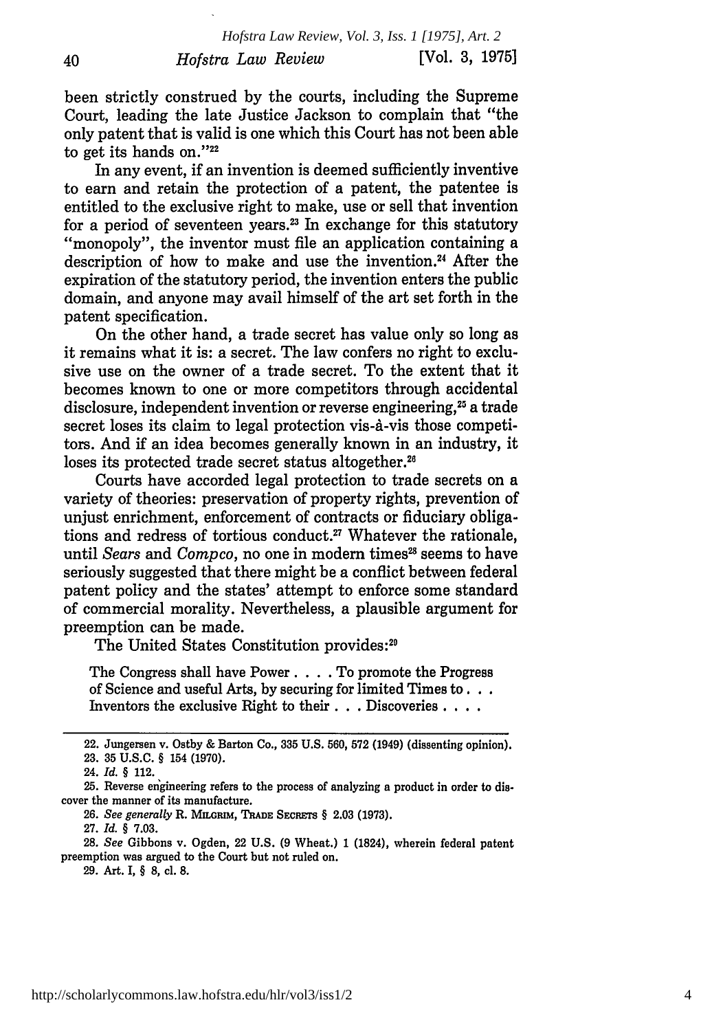been strictly construed by the courts, including the Supreme Court, leading the late Justice Jackson to complain that "the only patent that is valid is one which this Court has not been able to get its hands on."[22]

In any event, if an invention is deemed sufficiently inventive to earn and retain the protection of a patent, the patentee is entitled to the exclusive right to make, use or sell that invention for a period of seventeen years.[23] In exchange for this statutory "monopoly", the inventor must file an application containing a description of how to make and use the invention.[24] After the expiration of the statutory period, the invention enters the public domain, and anyone may avail himself of the art set forth in the patent specification.

On the other hand, a trade secret has value only so long as it remains what it is: a secret. The law confers no right to exclusive use on the owner of a trade secret. To the extent that it becomes known to one or more competitors through accidental disclosure, independent invention or reverse engineering,[25] a trade secret loses its claim to legal protection vis-à-vis those competitors. And if an idea becomes generally known in an industry, it loses its protected trade secret status altogether.[26]

Courts have accorded legal protection to trade secrets on a variety of theories: preservation of property rights, prevention of unjust enrichment, enforcement of contracts or fiduciary obligations and redress of tortious conduct.[27] Whatever the rationale, until *Sears* and *Compco*, no one in modern times[28] seems to have seriously suggested that there might be a conflict between federal patent policy and the states' attempt to enforce some standard of commercial morality. Nevertheless, a plausible argument for preemption can be made.

The United States Constitution provides:[29]

> The Congress shall have Power . . . . To promote the Progress of Science and useful Arts, by securing for limited Times to . . . Inventors the exclusive Right to their . . . Discoveries . . . .

---

22. Jungersen v. Ostby & Barton Co., 335 U.S. 560, 572 (1949) (dissenting opinion).

23. 35 U.S.C. § 154 (1970).

24. *Id.* § 112.

25. Reverse engineering refers to the process of analyzing a product in order to discover the manner of its manufacture.

26. *See generally* R. MILGRIM, TRADE SECRETS § 2.03 (1973).

27. *Id.* § 7.03.

28. *See* Gibbons v. Ogden, 22 U.S. (9 Wheat.) 1 (1824), wherein federal patent preemption was argued to the Court but not ruled on.

29. Art. I, § 8, cl. 8.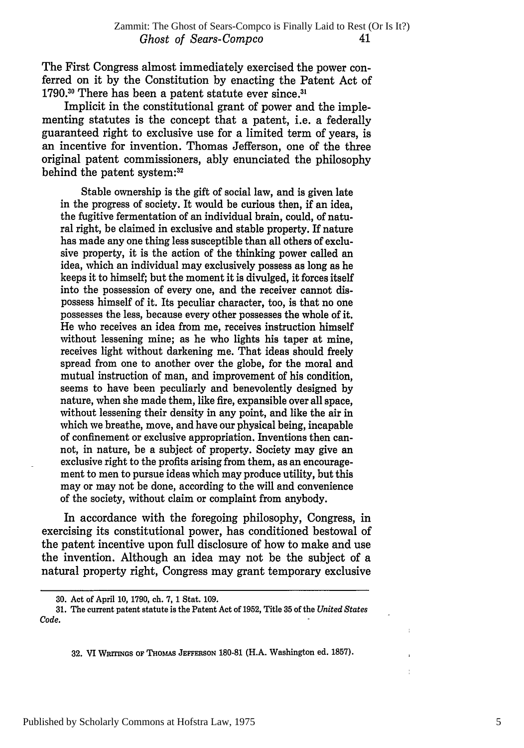The First Congress almost immediately exercised the power conferred on it by the Constitution by enacting the Patent Act of 1790.[30] There has been a patent statute ever since.[31]

Implicit in the constitutional grant of power and the implementing statutes is the concept that a patent, i.e. a federally guaranteed right to exclusive use for a limited term of years, is an incentive for invention. Thomas Jefferson, one of the three original patent commissioners, ably enunciated the philosophy behind the patent system:[32]

> Stable ownership is the gift of social law, and is given late in the progress of society. It would be curious then, if an idea, the fugitive fermentation of an individual brain, could, of natural right, be claimed in exclusive and stable property. If nature has made any one thing less susceptible than all others of exclusive property, it is the action of the thinking power called an idea, which an individual may exclusively possess as long as he keeps it to himself; but the moment it is divulged, it forces itself into the possession of every one, and the receiver cannot dispossess himself of it. Its peculiar character, too, is that no one possesses the less, because every other possesses the whole of it. He who receives an idea from me, receives instruction himself without lessening mine; as he who lights his taper at mine, receives light without darkening me. That ideas should freely spread from one to another over the globe, for the moral and mutual instruction of man, and improvement of his condition, seems to have been peculiarly and benevolently designed by nature, when she made them, like fire, expansible over all space, without lessening their density in any point, and like the air in which we breathe, move, and have our physical being, incapable of confinement or exclusive appropriation. Inventions then cannot, in nature, be a subject of property. Society may give an exclusive right to the profits arising from them, as an encouragement to men to pursue ideas which may produce utility, but this may or may not be done, according to the will and convenience of the society, without claim or complaint from anybody.

In accordance with the foregoing philosophy, Congress, in exercising its constitutional power, has conditioned bestowal of the patent incentive upon full disclosure of how to make and use the invention. Although an idea may not be the subject of a natural property right, Congress may grant temporary exclusive

---

30. Act of April 10, 1790, ch. 7, 1 Stat. 109.

31. The current patent statute is the Patent Act of 1952, Title 35 of the *United States Code.*

32. VI WRITINGS OF THOMAS JEFFERSON 180-81 (H.A. Washington ed. 1857).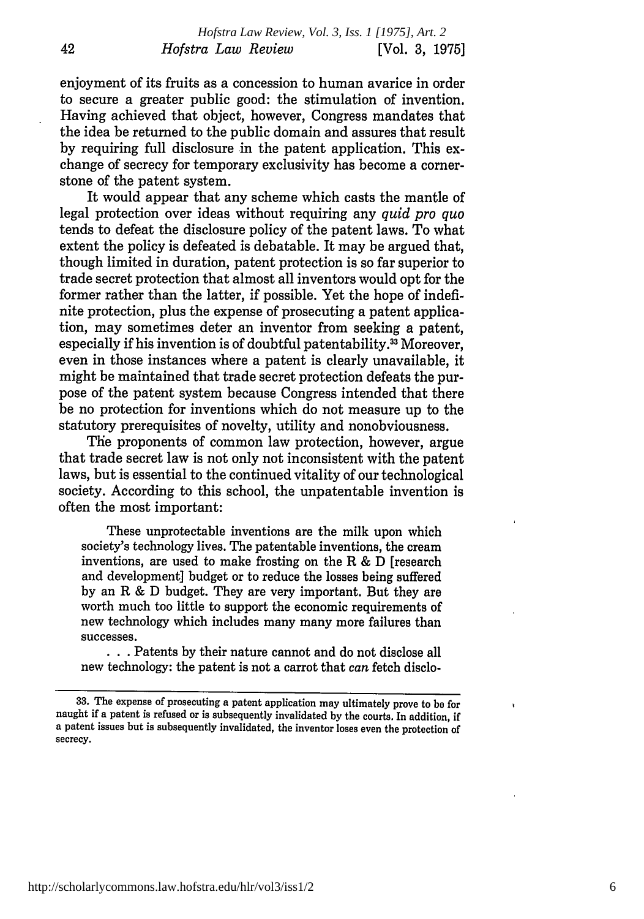enjoyment of its fruits as a concession to human avarice in order to secure a greater public good: the stimulation of invention. Having achieved that object, however, Congress mandates that the idea be returned to the public domain and assures that result by requiring full disclosure in the patent application. This exchange of secrecy for temporary exclusivity has become a cornerstone of the patent system.

It would appear that any scheme which casts the mantle of legal protection over ideas without requiring any *quid pro quo* tends to defeat the disclosure policy of the patent laws. To what extent the policy is defeated is debatable. It may be argued that, though limited in duration, patent protection is so far superior to trade secret protection that almost all inventors would opt for the former rather than the latter, if possible. Yet the hope of indefinite protection, plus the expense of prosecuting a patent application, may sometimes deter an inventor from seeking a patent, especially if his invention is of doubtful patentability.[33] Moreover, even in those instances where a patent is clearly unavailable, it might be maintained that trade secret protection defeats the purpose of the patent system because Congress intended that there be no protection for inventions which do not measure up to the statutory prerequisites of novelty, utility and nonobviousness.

The proponents of common law protection, however, argue that trade secret law is not only not inconsistent with the patent laws, but is essential to the continued vitality of our technological society. According to this school, the unpatentable invention is often the most important:

> These unprotectable inventions are the milk upon which society's technology lives. The patentable inventions, the cream inventions, are used to make frosting on the R & D [research and development] budget or to reduce the losses being suffered by an R & D budget. They are very important. But they are worth much too little to support the economic requirements of new technology which includes many many more failures than successes.
>
> . . . Patents by their nature cannot and do not disclose all new technology: the patent is not a carrot that *can* fetch disclo-

---

33. The expense of prosecuting a patent application may ultimately prove to be for naught if a patent is refused or is subsequently invalidated by the courts. In addition, if a patent issues but is subsequently invalidated, the inventor loses even the protection of secrecy.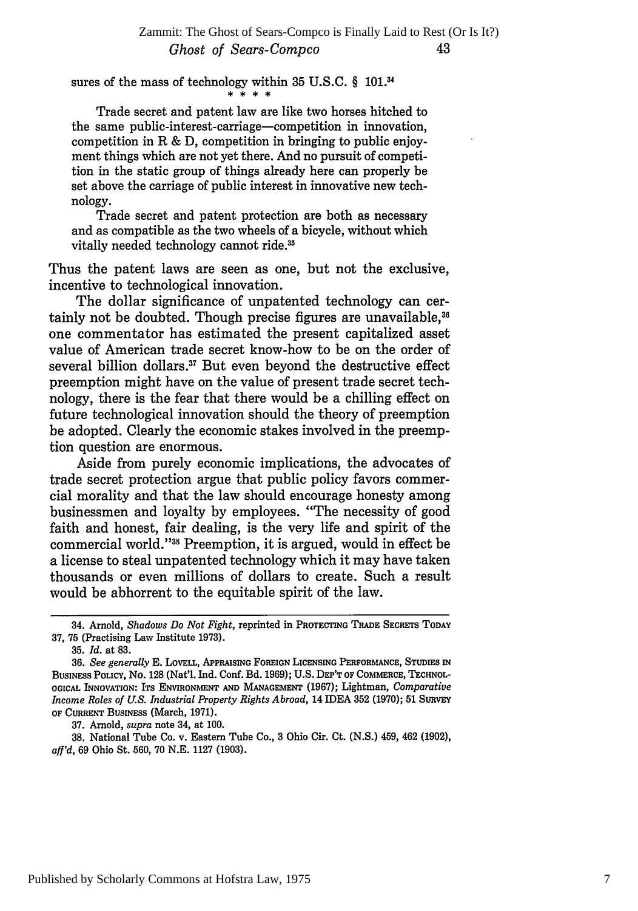sures of the mass of technology within 35 U.S.C. § 101.[34]

\* \* \* \*

Trade secret and patent law are like two horses hitched to the same public-interest-carriage—competition in innovation, competition in R & D, competition in bringing to public enjoyment things which are not yet there. And no pursuit of competition in the static group of things already here can properly be set above the carriage of public interest in innovative new technology.

Trade secret and patent protection are both as necessary and as compatible as the two wheels of a bicycle, without which vitally needed technology cannot ride.[35]

Thus the patent laws are seen as one, but not the exclusive, incentive to technological innovation.

The dollar significance of unpatented technology can certainly not be doubted. Though precise figures are unavailable,[36] one commentator has estimated the present capitalized asset value of American trade secret know-how to be on the order of several billion dollars.[37] But even beyond the destructive effect preemption might have on the value of present trade secret technology, there is the fear that there would be a chilling effect on future technological innovation should the theory of preemption be adopted. Clearly the economic stakes involved in the preemption question are enormous.

Aside from purely economic implications, the advocates of trade secret protection argue that public policy favors commercial morality and that the law should encourage honesty among businessmen and loyalty by employees. "The necessity of good faith and honest, fair dealing, is the very life and spirit of the commercial world."[38] Preemption, it is argued, would in effect be a license to steal unpatented technology which it may have taken thousands or even millions of dollars to create. Such a result would be abhorrent to the equitable spirit of the law.

---

34. Arnold, *Shadows Do Not Fight*, reprinted in PROTECTING TRADE SECRETS TODAY 37, 75 (Practising Law Institute 1973).

35. *Id.* at 83.

36. *See generally* E. LOVELL, APPRAISING FOREIGN LICENSING PERFORMANCE, STUDIES IN BUSINESS POLICY, No. 128 (Nat'l. Ind. Conf. Bd. 1969); U.S. DEP'T OF COMMERCE, TECHNOLOGICAL INNOVATION: ITS ENVIRONMENT AND MANAGEMENT (1967); Lightman, *Comparative Income Roles of U.S. Industrial Property Rights Abroad*, 14 IDEA 352 (1970); 51 SURVEY OF CURRENT BUSINESS (March, 1971).

37. Arnold, *supra* note 34, at 100.

38. National Tube Co. v. Eastern Tube Co., 3 Ohio Cir. Ct. (N.S.) 459, 462 (1902), *aff'd*, 69 Ohio St. 560, 70 N.E. 1127 (1903).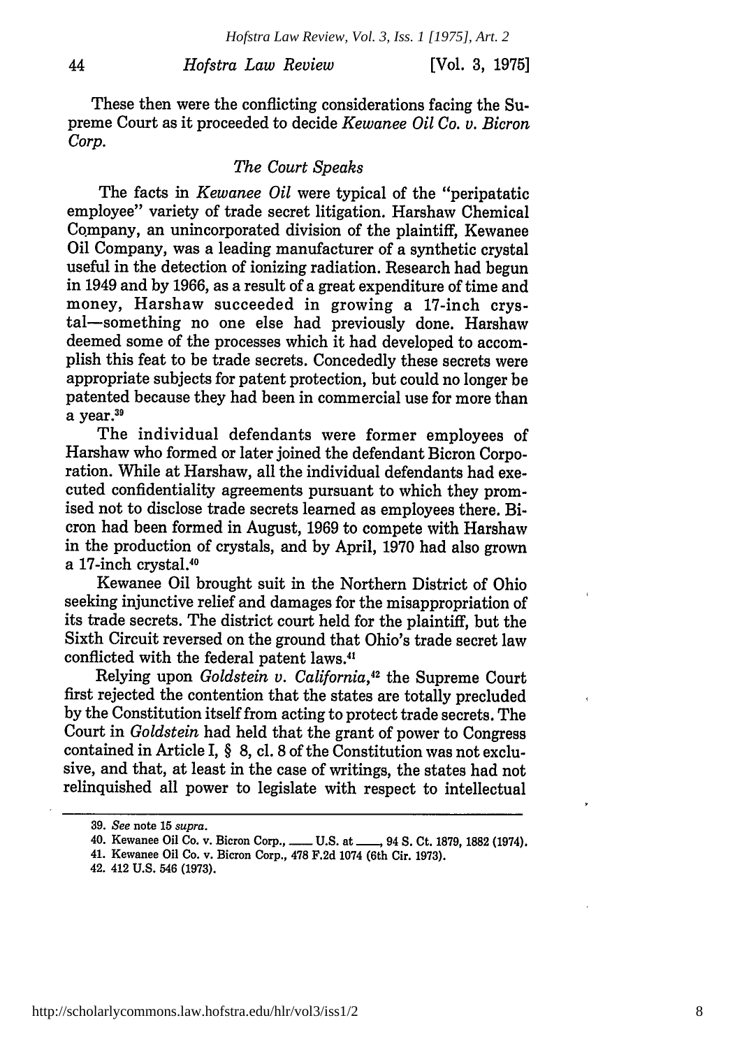These then were the conflicting considerations facing the Supreme Court as it proceeded to decide *Kewanee Oil Co. v. Bicron Corp.*

### *The Court Speaks*

The facts in *Kewanee Oil* were typical of the "peripatatic employee" variety of trade secret litigation. Harshaw Chemical Company, an unincorporated division of the plaintiff, Kewanee Oil Company, was a leading manufacturer of a synthetic crystal useful in the detection of ionizing radiation. Research had begun in 1949 and by 1966, as a result of a great expenditure of time and money, Harshaw succeeded in growing a 17-inch crystal—something no one else had previously done. Harshaw deemed some of the processes which it had developed to accomplish this feat to be trade secrets. Concededly these secrets were appropriate subjects for patent protection, but could no longer be patented because they had been in commercial use for more than a year.[39]

The individual defendants were former employees of Harshaw who formed or later joined the defendant Bicron Corporation. While at Harshaw, all the individual defendants had executed confidentiality agreements pursuant to which they promised not to disclose trade secrets learned as employees there. Bicron had been formed in August, 1969 to compete with Harshaw in the production of crystals, and by April, 1970 had also grown a 17-inch crystal.[40]

Kewanee Oil brought suit in the Northern District of Ohio seeking injunctive relief and damages for the misappropriation of its trade secrets. The district court held for the plaintiff, but the Sixth Circuit reversed on the ground that Ohio's trade secret law conflicted with the federal patent laws.[41]

Relying upon *Goldstein v. California*,[42] the Supreme Court first rejected the contention that the states are totally precluded by the Constitution itself from acting to protect trade secrets. The Court in *Goldstein* had held that the grant of power to Congress contained in Article I, § 8, cl. 8 of the Constitution was not exclusive, and that, at least in the case of writings, the states had not relinquished all power to legislate with respect to intellectual

---

39. *See* note 15 *supra*.

40. Kewanee Oil Co. v. Bicron Corp., \_\_\_ U.S. at \_\_\_, 94 S. Ct. 1879, 1882 (1974).

41. Kewanee Oil Co. v. Bicron Corp., 478 F.2d 1074 (6th Cir. 1973).

42. 412 U.S. 546 (1973).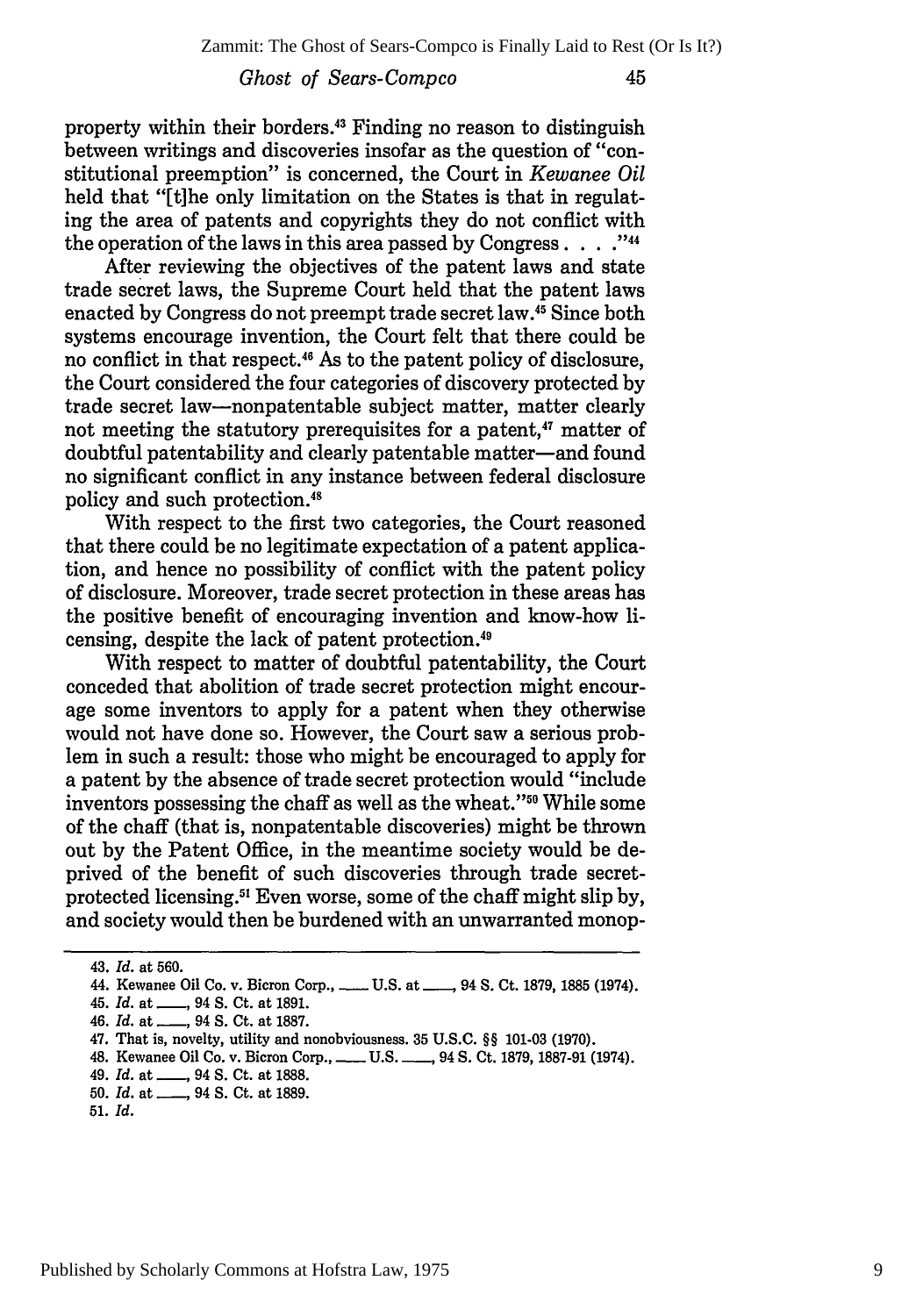property within their borders.[43] Finding no reason to distinguish between writings and discoveries insofar as the question of "constitutional preemption" is concerned, the Court in *Kewanee Oil* held that "[t]he only limitation on the States is that in regulating the area of patents and copyrights they do not conflict with the operation of the laws in this area passed by Congress . . . ."[44]

After reviewing the objectives of the patent laws and state trade secret laws, the Supreme Court held that the patent laws enacted by Congress do not preempt trade secret law.[45] Since both systems encourage invention, the Court felt that there could be no conflict in that respect.[46] As to the patent policy of disclosure, the Court considered the four categories of discovery protected by trade secret law—nonpatentable subject matter, matter clearly not meeting the statutory prerequisites for a patent,[47] matter of doubtful patentability and clearly patentable matter—and found no significant conflict in any instance between federal disclosure policy and such protection.[48]

With respect to the first two categories, the Court reasoned that there could be no legitimate expectation of a patent application, and hence no possibility of conflict with the patent policy of disclosure. Moreover, trade secret protection in these areas has the positive benefit of encouraging invention and know-how licensing, despite the lack of patent protection.[49]

With respect to matter of doubtful patentability, the Court conceded that abolition of trade secret protection might encourage some inventors to apply for a patent when they otherwise would not have done so. However, the Court saw a serious problem in such a result: those who might be encouraged to apply for a patent by the absence of trade secret protection would "include inventors possessing the chaff as well as the wheat."[50] While some of the chaff (that is, nonpatentable discoveries) might be thrown out by the Patent Office, in the meantime society would be deprived of the benefit of such discoveries through trade secret-protected licensing.[51] Even worse, some of the chaff might slip by, and society would then be burdened with an unwarranted monop-

---

43. *Id.* at 560.

44. Kewanee Oil Co. v. Bicron Corp., \_\_\_ U.S. at \_\_\_, 94 S. Ct. 1879, 1885 (1974).

45. *Id.* at \_\_\_, 94 S. Ct. at 1891.

46. *Id.* at \_\_\_, 94 S. Ct. at 1887.

47. That is, novelty, utility and nonobviousness. 35 U.S.C. §§ 101-03 (1970).

48. Kewanee Oil Co. v. Bicron Corp., \_\_\_ U.S. \_\_\_, 94 S. Ct. 1879, 1887-91 (1974).

49. *Id.* at \_\_\_, 94 S. Ct. at 1888.

50. *Id.* at \_\_\_, 94 S. Ct. at 1889.

51. *Id.*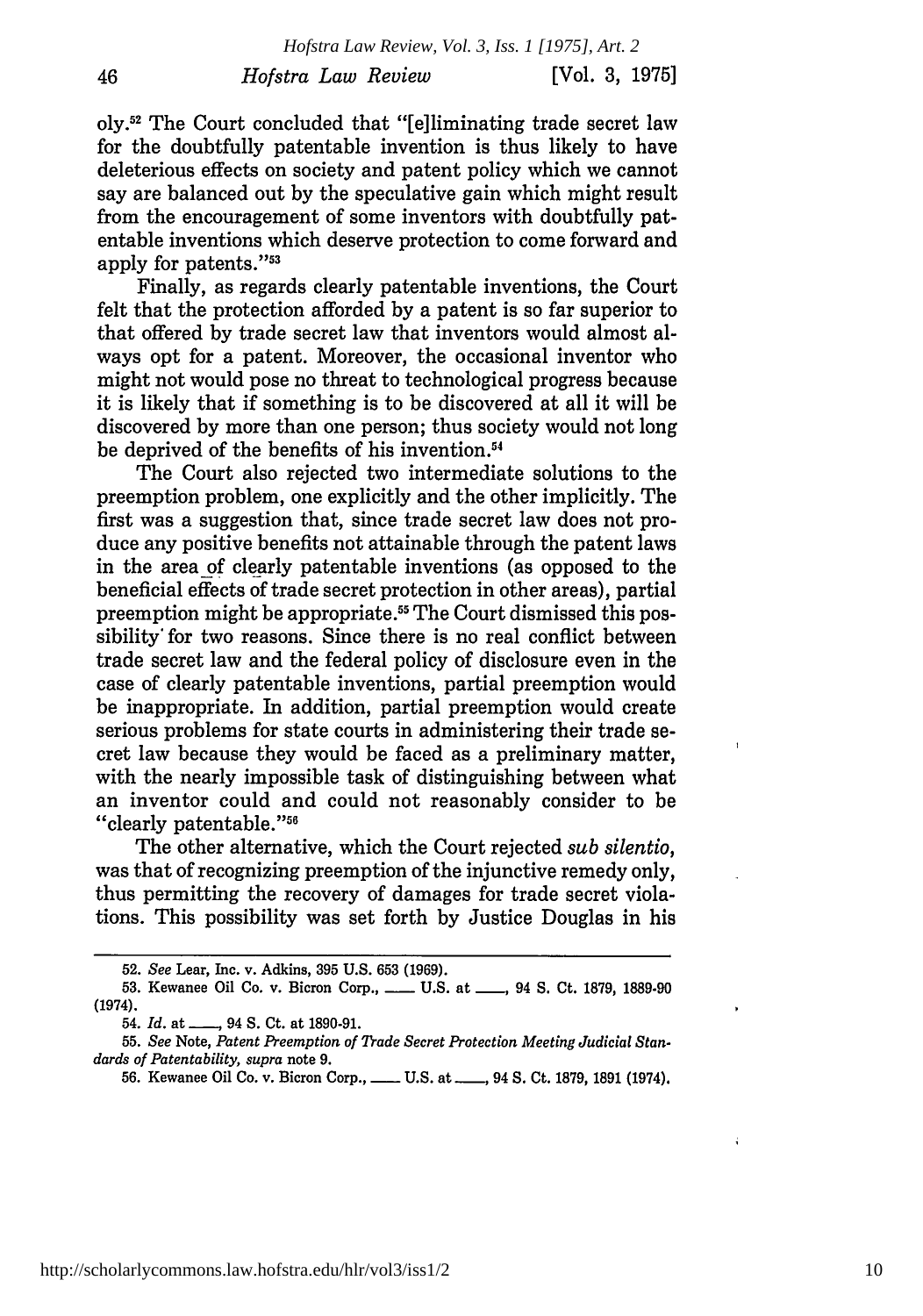oly.[52] The Court concluded that "[e]liminating trade secret law for the doubtfully patentable invention is thus likely to have deleterious effects on society and patent policy which we cannot say are balanced out by the speculative gain which might result from the encouragement of some inventors with doubtfully patentable inventions which deserve protection to come forward and apply for patents."[53]

Finally, as regards clearly patentable inventions, the Court felt that the protection afforded by a patent is so far superior to that offered by trade secret law that inventors would almost always opt for a patent. Moreover, the occasional inventor who might not would pose no threat to technological progress because it is likely that if something is to be discovered at all it will be discovered by more than one person; thus society would not long be deprived of the benefits of his invention.[54]

The Court also rejected two intermediate solutions to the preemption problem, one explicitly and the other implicitly. The first was a suggestion that, since trade secret law does not produce any positive benefits not attainable through the patent laws in the area of clearly patentable inventions (as opposed to the beneficial effects of trade secret protection in other areas), partial preemption might be appropriate.[55] The Court dismissed this possibility for two reasons. Since there is no real conflict between trade secret law and the federal policy of disclosure even in the case of clearly patentable inventions, partial preemption would be inappropriate. In addition, partial preemption would create serious problems for state courts in administering their trade secret law because they would be faced as a preliminary matter, with the nearly impossible task of distinguishing between what an inventor could and could not reasonably consider to be "clearly patentable."[56]

The other alternative, which the Court rejected *sub silentio*, was that of recognizing preemption of the injunctive remedy only, thus permitting the recovery of damages for trade secret violations. This possibility was set forth by Justice Douglas in his

---

52. *See* Lear, Inc. v. Adkins, 395 U.S. 653 (1969).

53. Kewanee Oil Co. v. Bicron Corp., ___ U.S. at ___, 94 S. Ct. 1879, 1889-90 (1974).

54. *Id.* at ___, 94 S. Ct. at 1890-91.

55. *See* Note, *Patent Preemption of Trade Secret Protection Meeting Judicial Standards of Patentability, supra* note 9.

56. Kewanee Oil Co. v. Bicron Corp., ___ U.S. at ___, 94 S. Ct. 1879, 1891 (1974).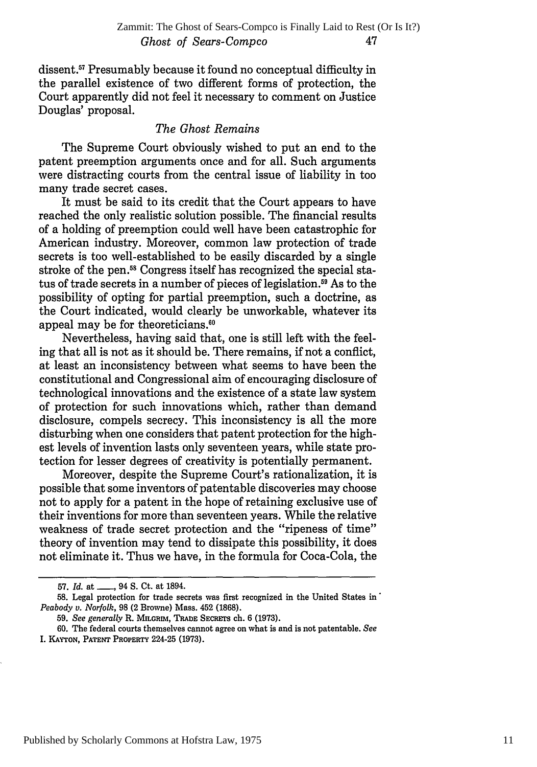dissent.[57] Presumably because it found no conceptual difficulty in the parallel existence of two different forms of protection, the Court apparently did not feel it necessary to comment on Justice Douglas' proposal.

### *The Ghost Remains*

The Supreme Court obviously wished to put an end to the patent preemption arguments once and for all. Such arguments were distracting courts from the central issue of liability in too many trade secret cases.

It must be said to its credit that the Court appears to have reached the only realistic solution possible. The financial results of a holding of preemption could well have been catastrophic for American industry. Moreover, common law protection of trade secrets is too well-established to be easily discarded by a single stroke of the pen.[58] Congress itself has recognized the special status of trade secrets in a number of pieces of legislation.[59] As to the possibility of opting for partial preemption, such a doctrine, as the Court indicated, would clearly be unworkable, whatever its appeal may be for theoreticians.[60]

Nevertheless, having said that, one is still left with the feeling that all is not as it should be. There remains, if not a conflict, at least an inconsistency between what seems to have been the constitutional and Congressional aim of encouraging disclosure of technological innovations and the existence of a state law system of protection for such innovations which, rather than demand disclosure, compels secrecy. This inconsistency is all the more disturbing when one considers that patent protection for the highest levels of invention lasts only seventeen years, while state protection for lesser degrees of creativity is potentially permanent.

Moreover, despite the Supreme Court's rationalization, it is possible that some inventors of patentable discoveries may choose not to apply for a patent in the hope of retaining exclusive use of their inventions for more than seventeen years. While the relative weakness of trade secret protection and the "ripeness of time" theory of invention may tend to dissipate this possibility, it does not eliminate it. Thus we have, in the formula for Coca-Cola, the

---

57. *Id.* at \_\_\_, 94 S. Ct. at 1894.

58. Legal protection for trade secrets was first recognized in the United States in *Peabody v. Norfolk*, 98 (2 Browne) Mass. 452 (1868).

59. *See generally* R. Milgrim, Trade Secrets ch. 6 (1973).

60. The federal courts themselves cannot agree on what is and is not patentable. *See* I. Kayton, Patent Property 224-25 (1973).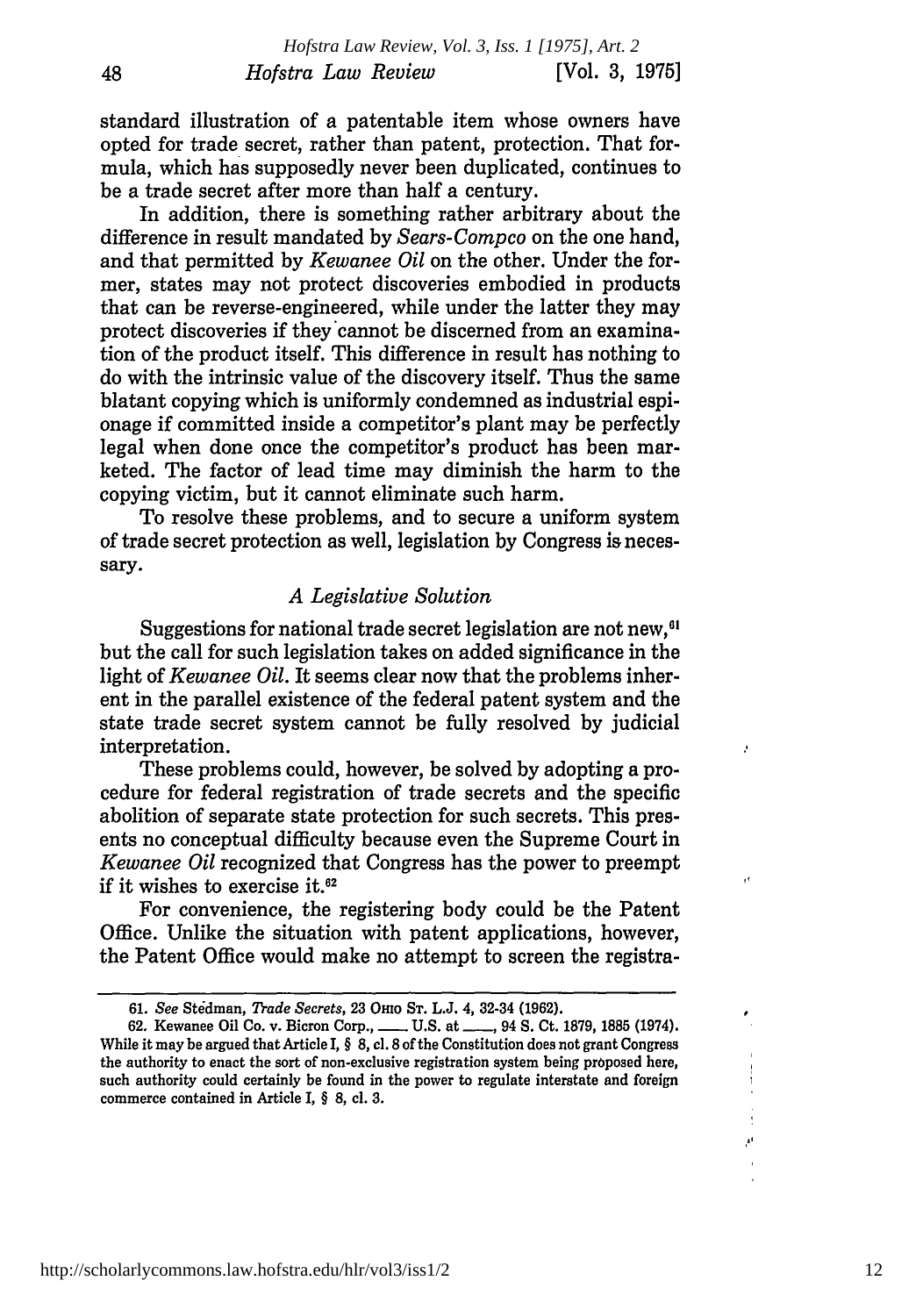standard illustration of a patentable item whose owners have opted for trade secret, rather than patent, protection. That formula, which has supposedly never been duplicated, continues to be a trade secret after more than half a century.

In addition, there is something rather arbitrary about the difference in result mandated by *Sears-Compco* on the one hand, and that permitted by *Kewanee Oil* on the other. Under the former, states may not protect discoveries embodied in products that can be reverse-engineered, while under the latter they may protect discoveries if they cannot be discerned from an examination of the product itself. This difference in result has nothing to do with the intrinsic value of the discovery itself. Thus the same blatant copying which is uniformly condemned as industrial espionage if committed inside a competitor's plant may be perfectly legal when done once the competitor's product has been marketed. The factor of lead time may diminish the harm to the copying victim, but it cannot eliminate such harm.

To resolve these problems, and to secure a uniform system of trade secret protection as well, legislation by Congress is necessary.

### *A Legislative Solution*

Suggestions for national trade secret legislation are not new,[61] but the call for such legislation takes on added significance in the light of *Kewanee Oil*. It seems clear now that the problems inherent in the parallel existence of the federal patent system and the state trade secret system cannot be fully resolved by judicial interpretation.

These problems could, however, be solved by adopting a procedure for federal registration of trade secrets and the specific abolition of separate state protection for such secrets. This presents no conceptual difficulty because even the Supreme Court in *Kewanee Oil* recognized that Congress has the power to preempt if it wishes to exercise it.[62]

For convenience, the registering body could be the Patent Office. Unlike the situation with patent applications, however, the Patent Office would make no attempt to screen the registra-

---

61. *See* Stedman, *Trade Secrets*, 23 OHIO ST. L.J. 4, 32-34 (1962).

62. Kewanee Oil Co. v. Bicron Corp., ___ U.S. at ___, 94 S. Ct. 1879, 1885 (1974). While it may be argued that Article I, § 8, cl. 8 of the Constitution does not grant Congress the authority to enact the sort of non-exclusive registration system being proposed here, such authority could certainly be found in the power to regulate interstate and foreign commerce contained in Article I, § 8, cl. 3.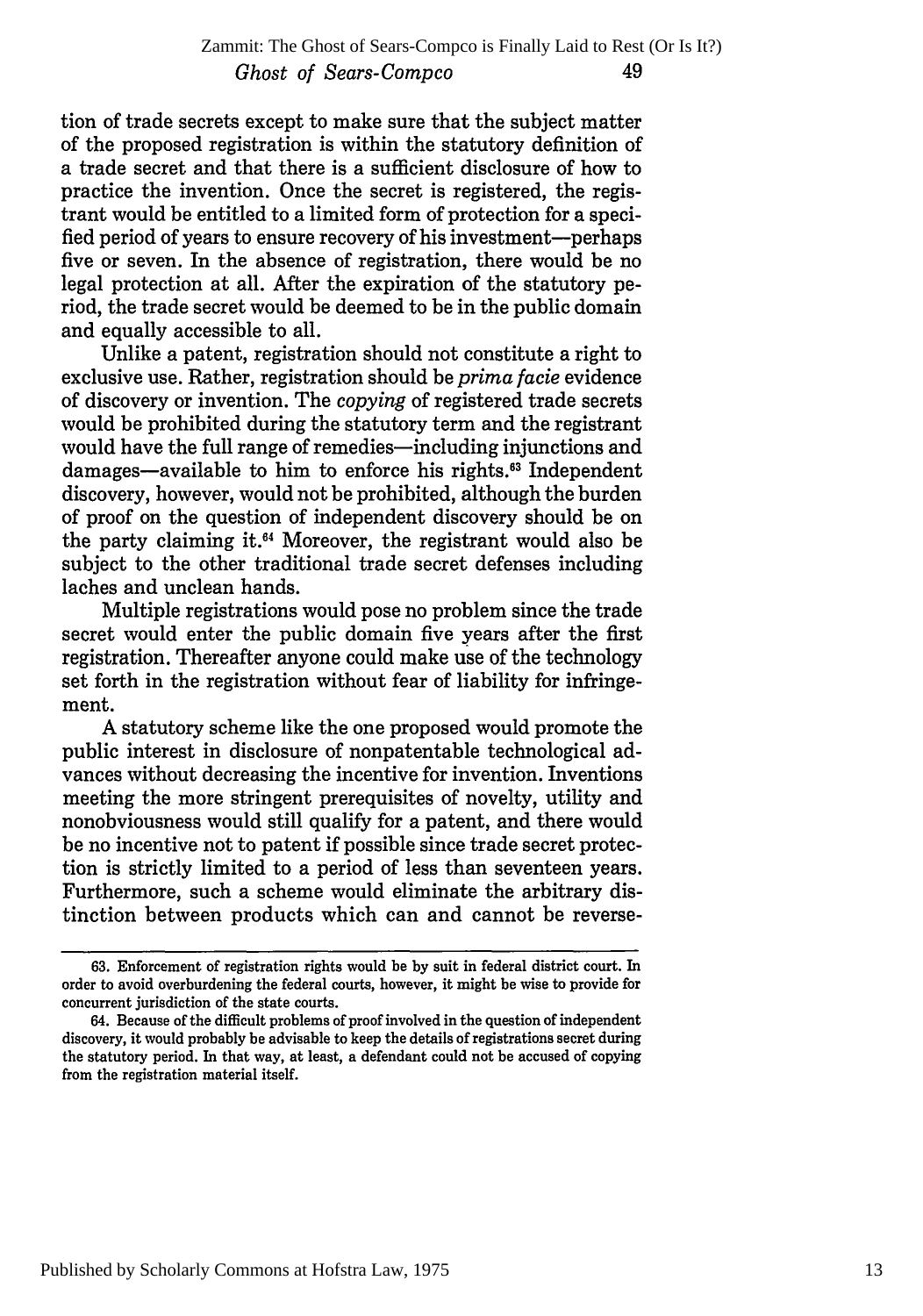tion of trade secrets except to make sure that the subject matter of the proposed registration is within the statutory definition of a trade secret and that there is a sufficient disclosure of how to practice the invention. Once the secret is registered, the registrant would be entitled to a limited form of protection for a specified period of years to ensure recovery of his investment—perhaps five or seven. In the absence of registration, there would be no legal protection at all. After the expiration of the statutory period, the trade secret would be deemed to be in the public domain and equally accessible to all.

Unlike a patent, registration should not constitute a right to exclusive use. Rather, registration should be *prima facie* evidence of discovery or invention. The *copying* of registered trade secrets would be prohibited during the statutory term and the registrant would have the full range of remedies—including injunctions and damages—available to him to enforce his rights.[63] Independent discovery, however, would not be prohibited, although the burden of proof on the question of independent discovery should be on the party claiming it.[64] Moreover, the registrant would also be subject to the other traditional trade secret defenses including laches and unclean hands.

Multiple registrations would pose no problem since the trade secret would enter the public domain five years after the first registration. Thereafter anyone could make use of the technology set forth in the registration without fear of liability for infringement.

A statutory scheme like the one proposed would promote the public interest in disclosure of nonpatentable technological advances without decreasing the incentive for invention. Inventions meeting the more stringent prerequisites of novelty, utility and nonobviousness would still qualify for a patent, and there would be no incentive not to patent if possible since trade secret protection is strictly limited to a period of less than seventeen years. Furthermore, such a scheme would eliminate the arbitrary distinction between products which can and cannot be reverse-

---

63. Enforcement of registration rights would be by suit in federal district court. In order to avoid overburdening the federal courts, however, it might be wise to provide for concurrent jurisdiction of the state courts.

64. Because of the difficult problems of proof involved in the question of independent discovery, it would probably be advisable to keep the details of registrations secret during the statutory period. In that way, at least, a defendant could not be accused of copying from the registration material itself.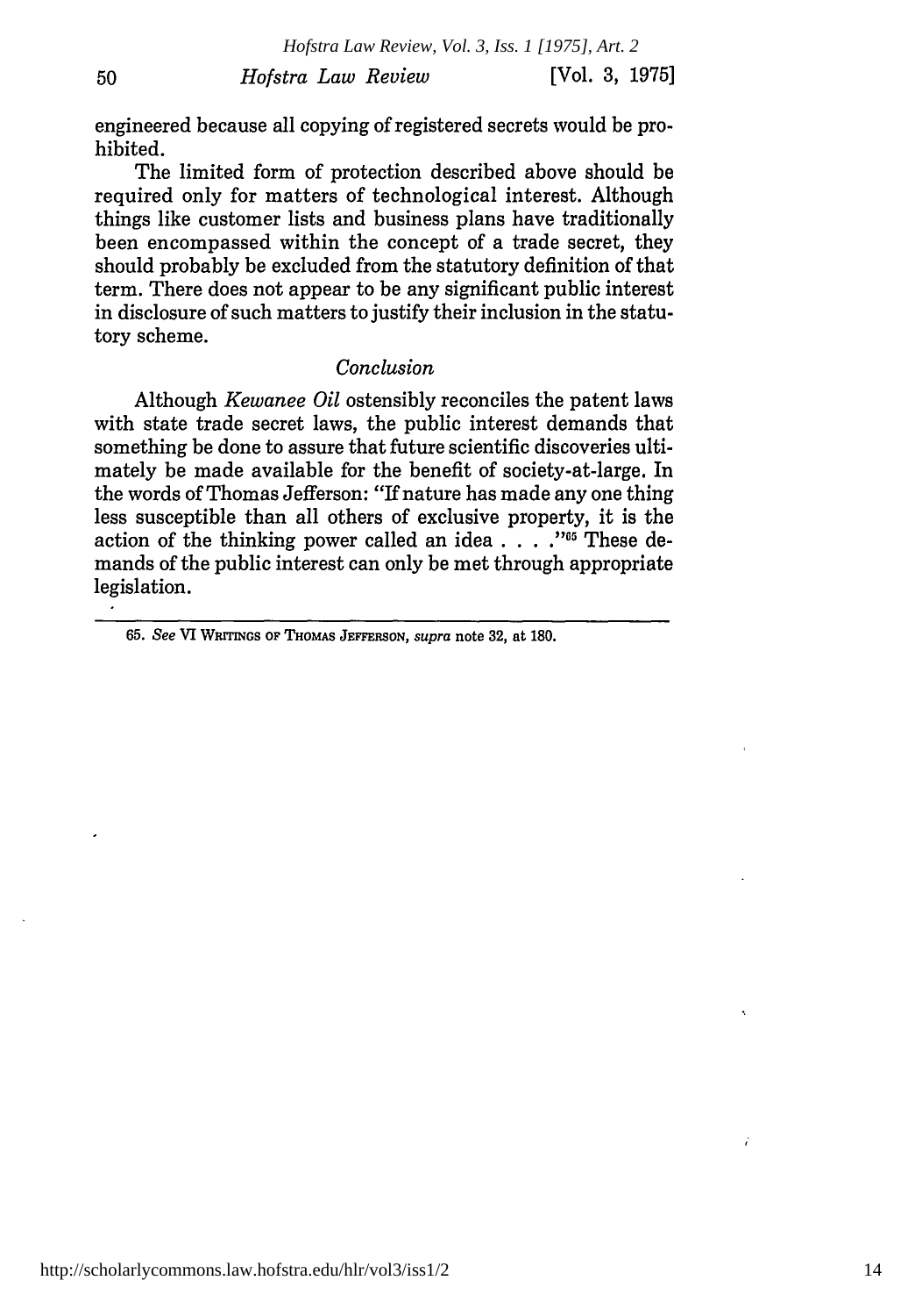engineered because all copying of registered secrets would be prohibited.

The limited form of protection described above should be required only for matters of technological interest. Although things like customer lists and business plans have traditionally been encompassed within the concept of a trade secret, they should probably be excluded from the statutory definition of that term. There does not appear to be any significant public interest in disclosure of such matters to justify their inclusion in the statutory scheme.

### *Conclusion*

Although *Kewanee Oil* ostensibly reconciles the patent laws with state trade secret laws, the public interest demands that something be done to assure that future scientific discoveries ultimately be made available for the benefit of society-at-large. In the words of Thomas Jefferson: "If nature has made any one thing less susceptible than all others of exclusive property, it is the action of the thinking power called an idea . . . ."[65] These demands of the public interest can only be met through appropriate legislation.

---

65. *See* VI WRITINGS OF THOMAS JEFFERSON, *supra* note 32, at 180.